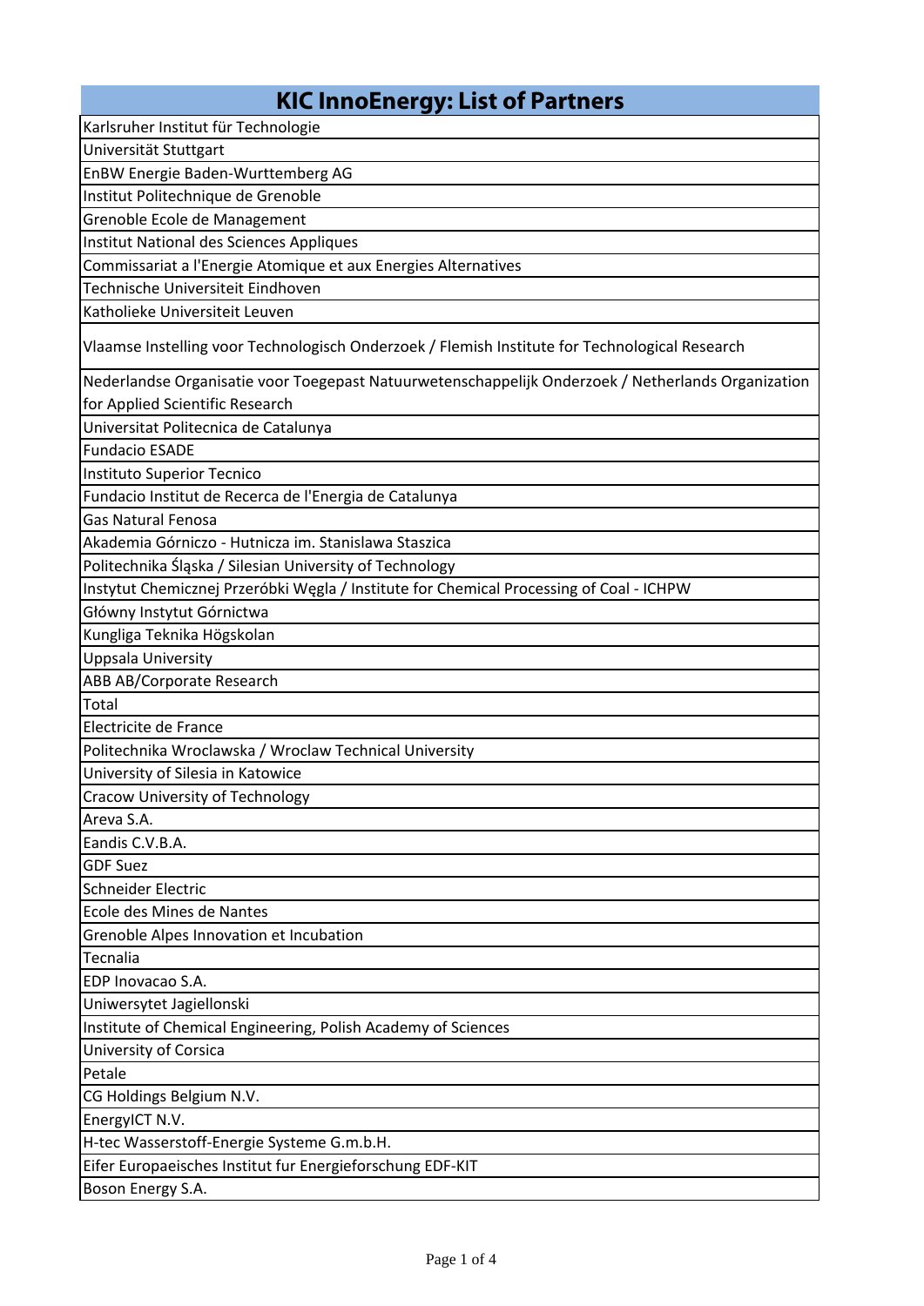| KIC InnoEnergy: List of Partners |
|---|
| Karlsruher Institut für Technologie |
| Universität Stuttgart |
| EnBW Energie Baden-Wurttemberg AG |
| Institut Politechnique de Grenoble |
| Grenoble Ecole de Management |
| Institut National des Sciences Appliques |
| Commissariat a l'Energie Atomique et aux Energies Alternatives |
| Technische Universiteit Eindhoven |
| Katholieke Universiteit Leuven |
| Vlaamse Instelling voor Technologisch Onderzoek / Flemish Institute for Technological Research |
| Nederlandse Organisatie voor Toegepast Natuurwetenschappelijk Onderzoek / Netherlands Organization for Applied Scientific Research |
| Universitat Politecnica de Catalunya |
| Fundacio ESADE |
| Instituto Superior Tecnico |
| Fundacio Institut de Recerca de l'Energia de Catalunya |
| Gas Natural Fenosa |
| Akademia Górniczo - Hutnicza im. Stanislawa Staszica |
| Politechnika Śląska / Silesian University of Technology |
| Instytut Chemicznej Przeróbki Węgla / Institute for Chemical Processing of Coal - ICHPW |
| Główny Instytut Górnictwa |
| Kungliga Teknika Högskolan |
| Uppsala University |
| ABB AB/Corporate Research |
| Total |
| Electricite de France |
| Politechnika Wroclawska / Wroclaw Technical University |
| University of Silesia in Katowice |
| Cracow University of Technology |
| Areva S.A. |
| Eandis C.V.B.A. |
| GDF Suez |
| Schneider Electric |
| Ecole des Mines de Nantes |
| Grenoble Alpes Innovation et Incubation |
| Tecnalia |
| EDP Inovacao S.A. |
| Uniwersytet Jagiellonski |
| Institute of Chemical Engineering, Polish Academy of Sciences |
| University of Corsica |
| Petale |
| CG Holdings Belgium N.V. |
| EnergyICT N.V. |
| H-tec Wasserstoff-Energie Systeme G.m.b.H. |
| Eifer Europaeisches Institut fur Energieforschung EDF-KIT |
| Boson Energy S.A. |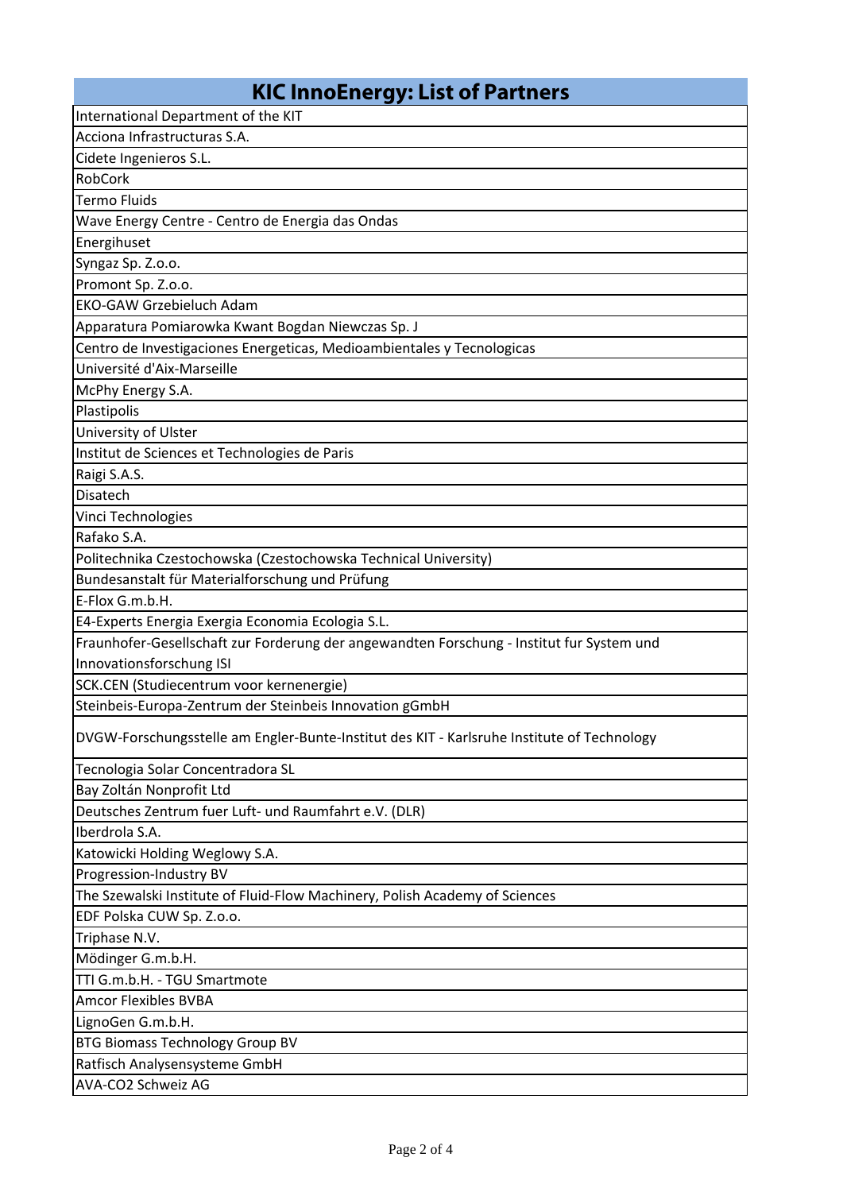| KIC InnoEnergy: List of Partners |
|---|
| International Department of the KIT |
| Acciona Infrastructuras S.A. |
| Cidete Ingenieros S.L. |
| RobCork |
| Termo Fluids |
| Wave Energy Centre - Centro de Energia das Ondas |
| Energihuset |
| Syngaz Sp. Z.o.o. |
| Promont Sp. Z.o.o. |
| EKO-GAW Grzebieluch Adam |
| Apparatura Pomiarowka Kwant Bogdan Niewczas Sp. J |
| Centro de Investigaciones Energeticas, Medioambientales y Tecnologicas |
| Université d'Aix-Marseille |
| McPhy Energy S.A. |
| Plastipolis |
| University of Ulster |
| Institut de Sciences et Technologies de Paris |
| Raigi S.A.S. |
| Disatech |
| Vinci Technologies |
| Rafako S.A. |
| Politechnika Czestochowska (Czestochowska Technical University) |
| Bundesanstalt für Materialforschung und Prüfung |
| E-Flox G.m.b.H. |
| E4-Experts Energia Exergia Economia Ecologia S.L. |
| Fraunhofer-Gesellschaft zur Forderung der angewandten Forschung - Institut fur System und Innovationsforschung ISI |
| SCK.CEN (Studiecentrum voor kernenergie) |
| Steinbeis-Europa-Zentrum der Steinbeis Innovation gGmbH |
| DVGW-Forschungsstelle am Engler-Bunte-Institut des KIT - Karlsruhe Institute of Technology |
| Tecnologia Solar Concentradora SL |
| Bay Zoltán Nonprofit Ltd |
| Deutsches Zentrum fuer Luft- und Raumfahrt e.V. (DLR) |
| Iberdrola S.A. |
| Katowicki Holding Weglowy S.A. |
| Progression-Industry BV |
| The Szewalski Institute of Fluid-Flow Machinery, Polish Academy of Sciences |
| EDF Polska CUW Sp. Z.o.o. |
| Triphase N.V. |
| Mödinger G.m.b.H. |
| TTI G.m.b.H. - TGU Smartmote |
| Amcor Flexibles BVBA |
| LignoGen G.m.b.H. |
| BTG Biomass Technology Group BV |
| Ratfisch Analysensysteme GmbH |
| AVA-CO2 Schweiz AG |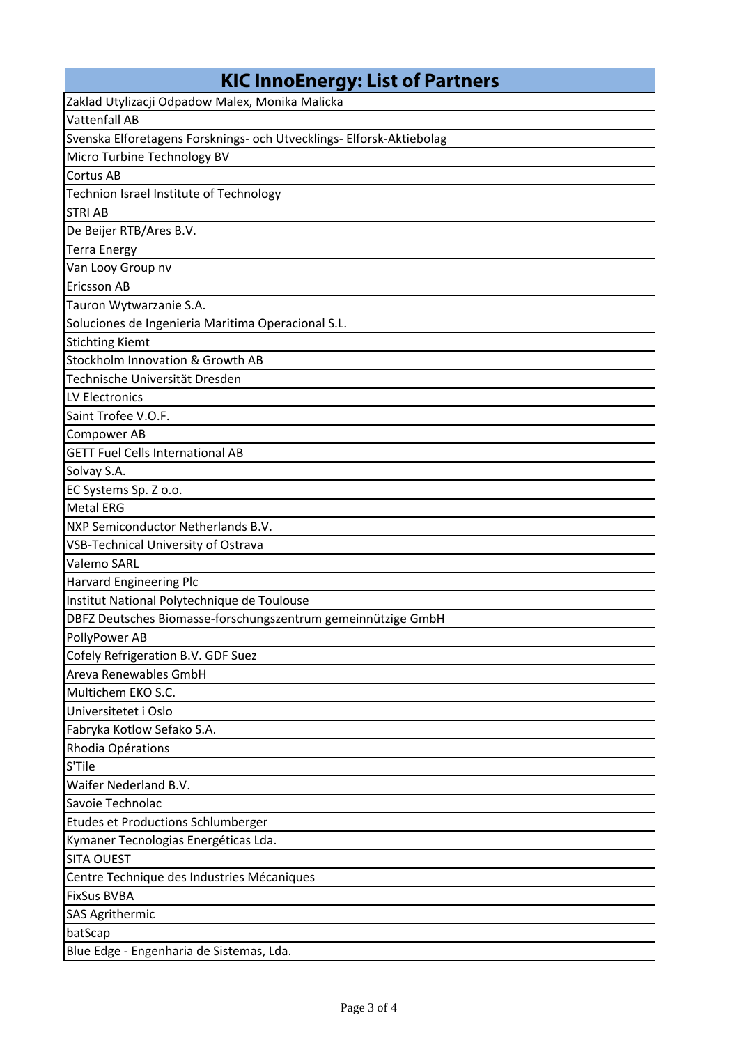| KIC InnoEnergy: List of Partners |
|---|
| Zaklad Utylizacji Odpadow Malex, Monika Malicka |
| Vattenfall AB |
| Svenska Elforetagens Forsknings- och Utvecklings- Elforsk-Aktiebolag |
| Micro Turbine Technology BV |
| Cortus AB |
| Technion Israel Institute of Technology |
| STRI AB |
| De Beijer RTB/Ares B.V. |
| Terra Energy |
| Van Looy Group nv |
| Ericsson AB |
| Tauron Wytwarzanie S.A. |
| Soluciones de Ingenieria Maritima Operacional S.L. |
| Stichting Kiemt |
| Stockholm Innovation & Growth AB |
| Technische Universität Dresden |
| LV Electronics |
| Saint Trofee V.O.F. |
| Compower AB |
| GETT Fuel Cells International AB |
| Solvay S.A. |
| EC Systems Sp. Z o.o. |
| Metal ERG |
| NXP Semiconductor Netherlands B.V. |
| VSB-Technical University of Ostrava |
| Valemo SARL |
| Harvard Engineering Plc |
| Institut National Polytechnique de Toulouse |
| DBFZ Deutsches Biomasse-forschungszentrum gemeinnützige GmbH |
| PollyPower AB |
| Cofely Refrigeration B.V. GDF Suez |
| Areva Renewables GmbH |
| Multichem EKO S.C. |
| Universitetet i Oslo |
| Fabryka Kotlow Sefako S.A. |
| Rhodia Opérations |
| S'Tile |
| Waifer Nederland B.V. |
| Savoie Technolac |
| Etudes et Productions Schlumberger |
| Kymaner Tecnologias Energéticas Lda. |
| SITA OUEST |
| Centre Technique des Industries Mécaniques |
| FixSus BVBA |
| SAS Agrithermic |
| batScap |
| Blue Edge - Engenharia de Sistemas, Lda. |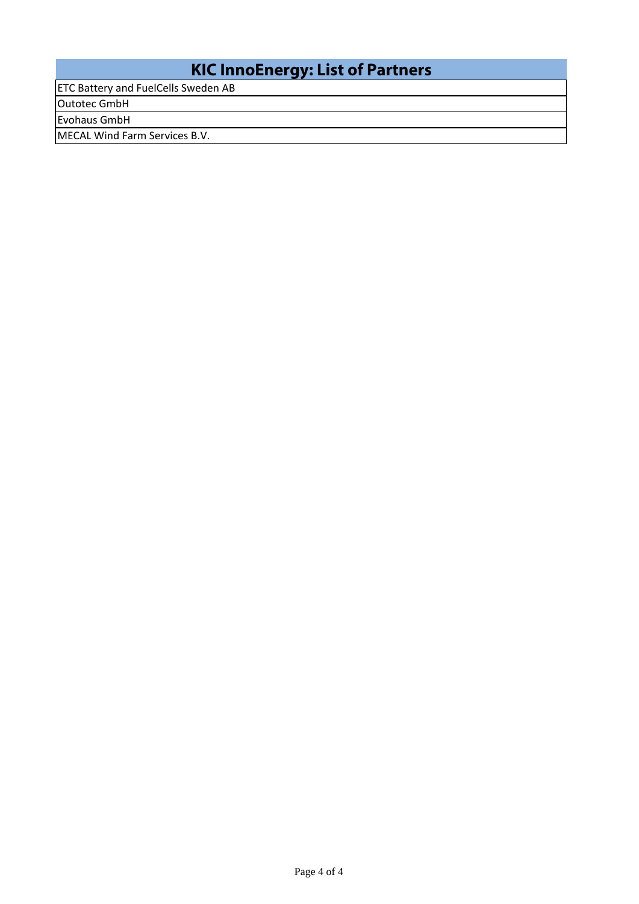| KIC InnoEnergy: List of Partners |
|---|
| ETC Battery and FuelCells Sweden AB |
| Outotec GmbH |
| Evohaus GmbH |
| MECAL Wind Farm Services B.V. |